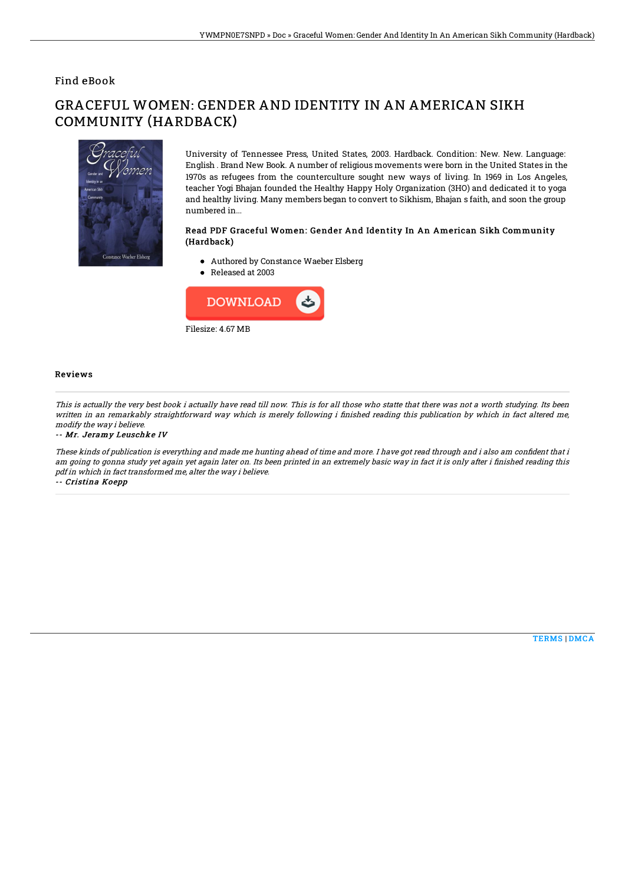Find eBook

# GRACEFUL WOMEN: GENDER AND IDENTITY IN AN AMERICAN SIKH COMMUNITY (HARDBACK)

University of Tennessee Press, United States, 2003. Hardback. Condition: New. New. Language: English . Brand New Book. A number of religious movements were born in the United States in the 1970s as refugees from the counterculture sought new ways of living. In 1969 in Los Angeles, teacher Yogi Bhajan founded the Healthy Happy Holy Organization (3HO) and dedicated it to yoga and healthy living. Many members began to convert to Sikhism, Bhajan s faith, and soon the group numbered in...

### Read PDF Graceful Women: Gender And Identity In An American Sikh Community (Hardback)

- Authored by Constance Waeber Elsberg
- Released at 2003

DOWNLOAD

Filesize: 4.67 MB

## Reviews

*This is actually the very best book i actually have read till now. This is for all those who statte that there was not a worth studying. Its been written in an remarkably straightforward way which is merely following i finished reading this publication by which in fact altered me, modify the way i believe.*

*-- Mr. Jeramy Leuschke IV*

*These kinds of publication is everything and made me hunting ahead of time and more. I have got read through and i also am confident that i am going to gonna study yet again yet again later on. Its been printed in an extremely basic way in fact it is only after i finished reading this pdf in which in fact transformed me, alter the way i believe.*

*-- Cristina Koepp*

TERMS | DMCA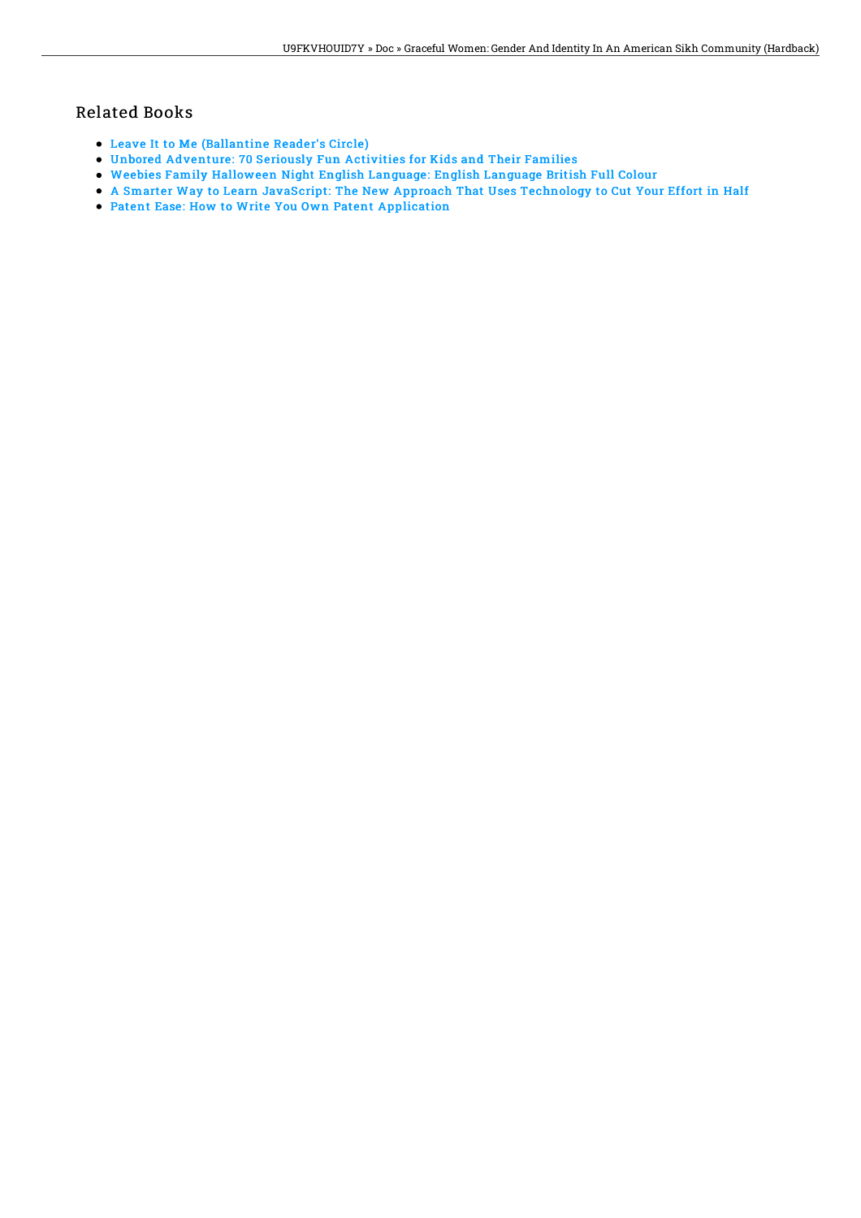## Related Books

- Leave It to Me (Ballantine Reader's Circle)
- Unbored Adventure: 70 Seriously Fun Activities for Kids and Their Families
- Weebies Family Halloween Night English Language: English Language British Full Colour
- A Smarter Way to Learn JavaScript: The New Approach That Uses Technology to Cut Your Effort in Half
- Patent Ease: How to Write You Own Patent Application